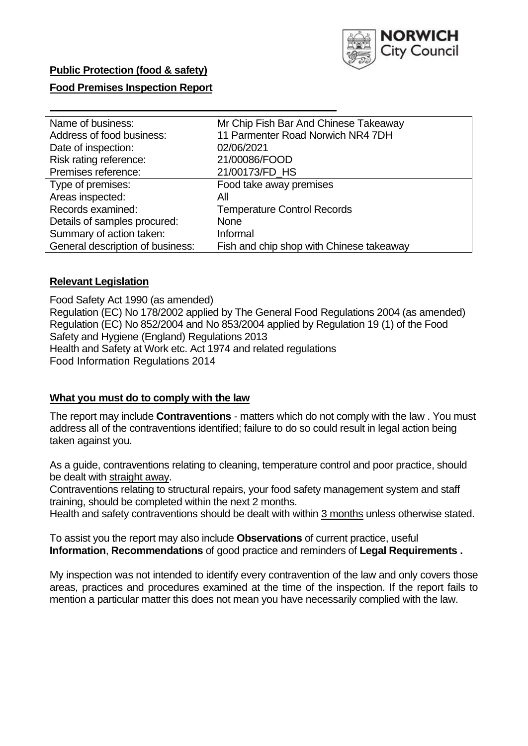**Public Protection (food & safety)**

**Food Premises Inspection Report**

| Name of business: | Mr Chip Fish Bar And Chinese Takeaway |
|---|---|
| Address of food business: | 11 Parmenter Road Norwich NR4 7DH |
| Date of inspection: | 02/06/2021 |
| Risk rating reference: | 21/00086/FOOD |
| Premises reference: | 21/00173/FD_HS |
| Type of premises: | Food take away premises |
| Areas inspected: | All |
| Records examined: | Temperature Control Records |
| Details of samples procured: | None |
| Summary of action taken: | Informal |
| General description of business: | Fish and chip shop with Chinese takeaway |

## Relevant Legislation

Food Safety Act 1990 (as amended)
Regulation (EC) No 178/2002 applied by The General Food Regulations 2004 (as amended)
Regulation (EC) No 852/2004 and No 853/2004 applied by Regulation 19 (1) of the Food Safety and Hygiene (England) Regulations 2013
Health and Safety at Work etc. Act 1974 and related regulations
Food Information Regulations 2014

## What you must do to comply with the law

The report may include **Contraventions** - matters which do not comply with the law . You must address all of the contraventions identified; failure to do so could result in legal action being taken against you.

As a guide, contraventions relating to cleaning, temperature control and poor practice, should be dealt with straight away.

Contraventions relating to structural repairs, your food safety management system and staff training, should be completed within the next 2 months.

Health and safety contraventions should be dealt with within 3 months unless otherwise stated.

To assist you the report may also include **Observations** of current practice, useful **Information**, **Recommendations** of good practice and reminders of **Legal Requirements .**

My inspection was not intended to identify every contravention of the law and only covers those areas, practices and procedures examined at the time of the inspection. If the report fails to mention a particular matter this does not mean you have necessarily complied with the law.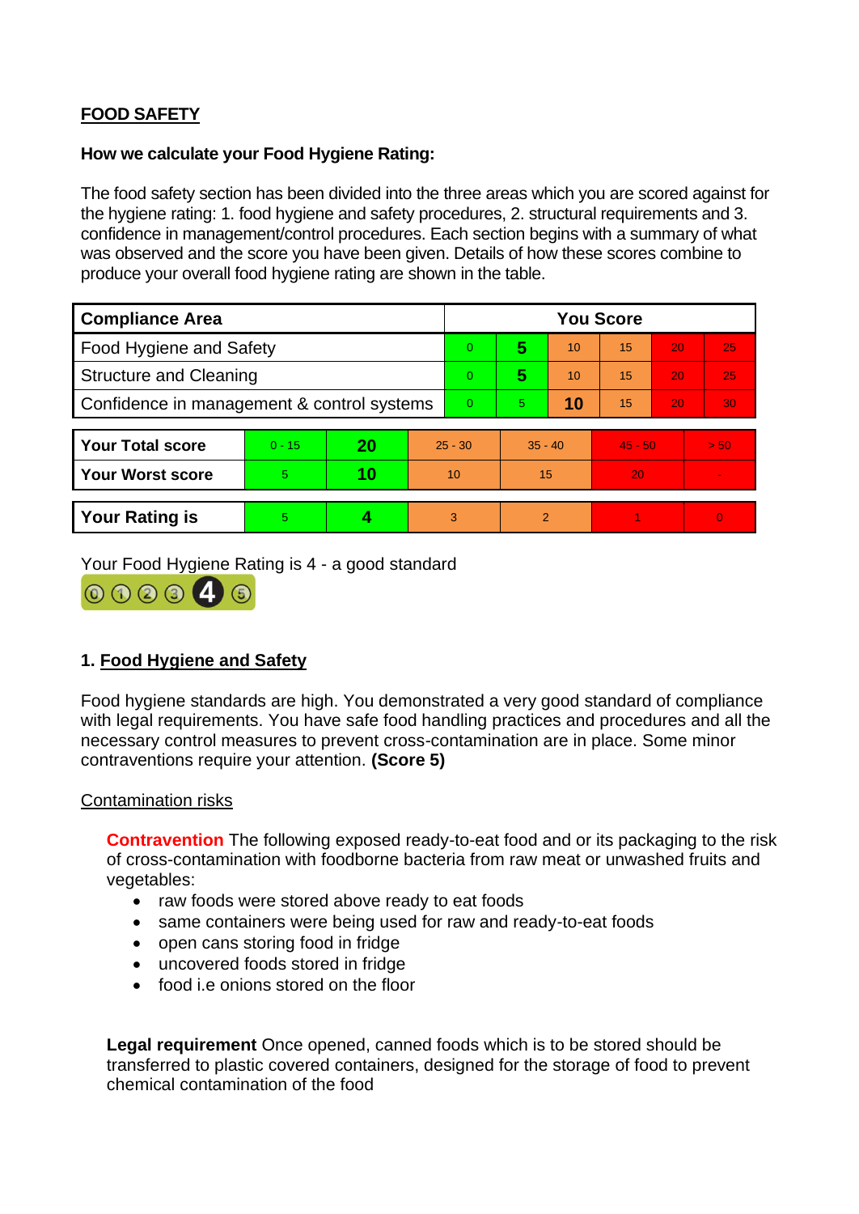**FOOD SAFETY**

**How we calculate your Food Hygiene Rating:**

The food safety section has been divided into the three areas which you are scored against for the hygiene rating: 1. food hygiene and safety procedures, 2. structural requirements and 3. confidence in management/control procedures. Each section begins with a summary of what was observed and the score you have been given. Details of how these scores combine to produce your overall food hygiene rating are shown in the table.

| Compliance Area | You Score | | | | | |
|---|---|---|---|---|---|---|
| Food Hygiene and Safety | 0 | **5** | 10 | 15 | 20 | 25 |
| Structure and Cleaning | 0 | **5** | 10 | 15 | 20 | 25 |
| Confidence in management & control systems | 0 | 5 | **10** | 15 | 20 | 30 |

| | | | | | | |
|---|---|---|---|---|---|---|
| **Your Total score** | 0 - 15 | **20** | 25 - 30 | 35 - 40 | 45 - 50 | > 50 |
| **Your Worst score** | 5 | **10** | 10 | 15 | 20 | - |

| | | | | | | |
|---|---|---|---|---|---|---|
| **Your Rating is** | 5 | **4** | 3 | 2 | 1 | 0 |

Your Food Hygiene Rating is 4 - a good standard

## 1. Food Hygiene and Safety

Food hygiene standards are high. You demonstrated a very good standard of compliance with legal requirements. You have safe food handling practices and procedures and all the necessary control measures to prevent cross-contamination are in place. Some minor contraventions require your attention. **(Score 5)**

Contamination risks

**Contravention** The following exposed ready-to-eat food and or its packaging to the risk of cross-contamination with foodborne bacteria from raw meat or unwashed fruits and vegetables:

- raw foods were stored above ready to eat foods
- same containers were being used for raw and ready-to-eat foods
- open cans storing food in fridge
- uncovered foods stored in fridge
- food i.e onions stored on the floor

**Legal requirement** Once opened, canned foods which is to be stored should be transferred to plastic covered containers, designed for the storage of food to prevent chemical contamination of the food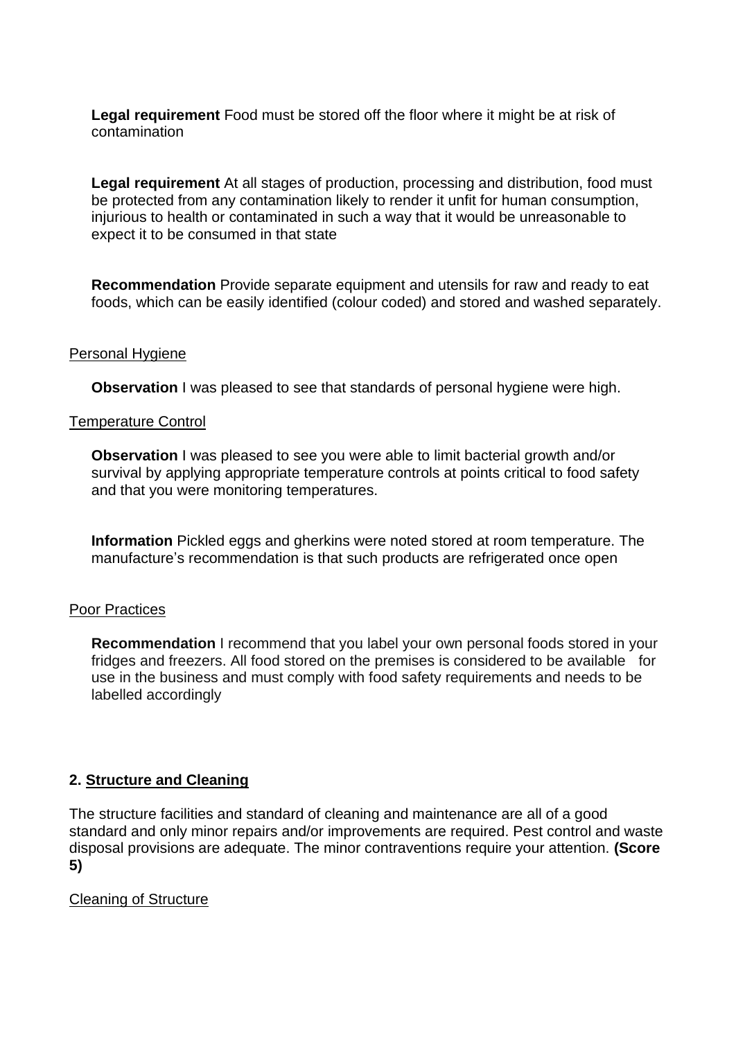**Legal requirement** Food must be stored off the floor where it might be at risk of contamination

**Legal requirement** At all stages of production, processing and distribution, food must be protected from any contamination likely to render it unfit for human consumption, injurious to health or contaminated in such a way that it would be unreasonable to expect it to be consumed in that state

**Recommendation** Provide separate equipment and utensils for raw and ready to eat foods, which can be easily identified (colour coded) and stored and washed separately.

<u>Personal Hygiene</u>

**Observation** I was pleased to see that standards of personal hygiene were high.

<u>Temperature Control</u>

**Observation** I was pleased to see you were able to limit bacterial growth and/or survival by applying appropriate temperature controls at points critical to food safety and that you were monitoring temperatures.

**Information** Pickled eggs and gherkins were noted stored at room temperature. The manufacture's recommendation is that such products are refrigerated once open

<u>Poor Practices</u>

**Recommendation** I recommend that you label your own personal foods stored in your fridges and freezers. All food stored on the premises is considered to be available for use in the business and must comply with food safety requirements and needs to be labelled accordingly

**2. <u>Structure and Cleaning</u>**

The structure facilities and standard of cleaning and maintenance are all of a good standard and only minor repairs and/or improvements are required. Pest control and waste disposal provisions are adequate. The minor contraventions require your attention. **(Score 5)**

<u>Cleaning of Structure</u>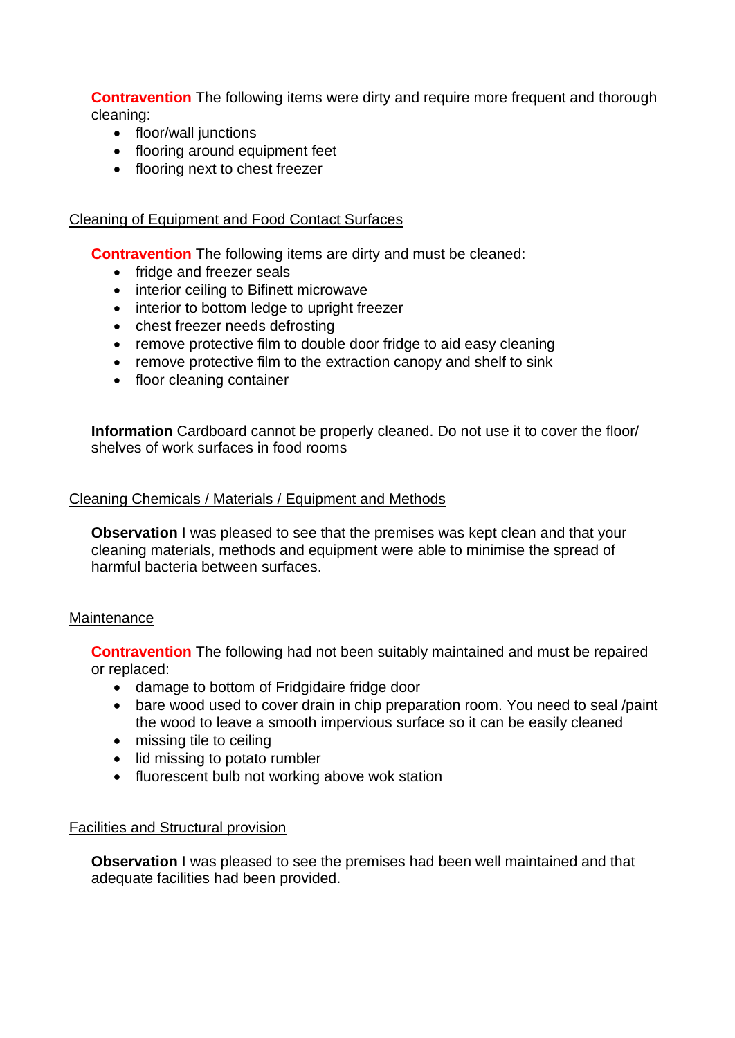**Contravention** The following items were dirty and require more frequent and thorough cleaning:

- floor/wall junctions
- flooring around equipment feet
- flooring next to chest freezer

Cleaning of Equipment and Food Contact Surfaces

**Contravention** The following items are dirty and must be cleaned:

- fridge and freezer seals
- interior ceiling to Bifinett microwave
- interior to bottom ledge to upright freezer
- chest freezer needs defrosting
- remove protective film to double door fridge to aid easy cleaning
- remove protective film to the extraction canopy and shelf to sink
- floor cleaning container

**Information** Cardboard cannot be properly cleaned. Do not use it to cover the floor/ shelves of work surfaces in food rooms

Cleaning Chemicals / Materials / Equipment and Methods

**Observation** I was pleased to see that the premises was kept clean and that your cleaning materials, methods and equipment were able to minimise the spread of harmful bacteria between surfaces.

Maintenance

**Contravention** The following had not been suitably maintained and must be repaired or replaced:

- damage to bottom of Fridgidaire fridge door
- bare wood used to cover drain in chip preparation room. You need to seal /paint the wood to leave a smooth impervious surface so it can be easily cleaned
- missing tile to ceiling
- lid missing to potato rumbler
- fluorescent bulb not working above wok station

Facilities and Structural provision

**Observation** I was pleased to see the premises had been well maintained and that adequate facilities had been provided.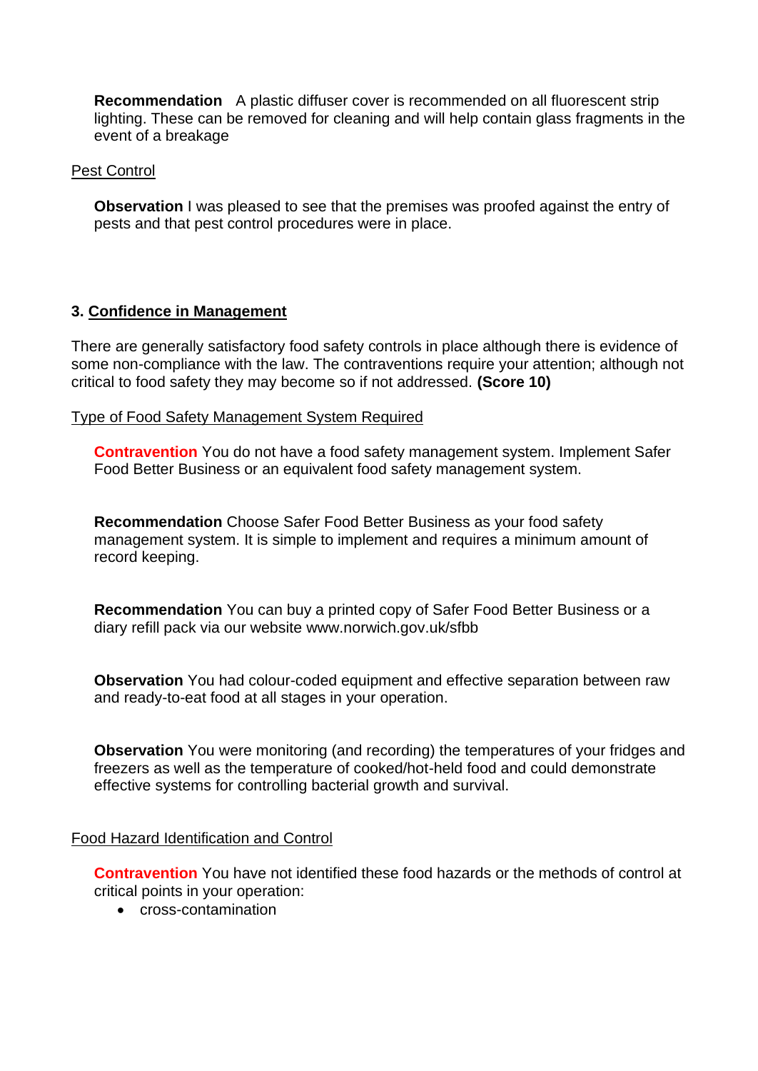**Recommendation** A plastic diffuser cover is recommended on all fluorescent strip lighting. These can be removed for cleaning and will help contain glass fragments in the event of a breakage

Pest Control

**Observation** I was pleased to see that the premises was proofed against the entry of pests and that pest control procedures were in place.

### 3. Confidence in Management

There are generally satisfactory food safety controls in place although there is evidence of some non-compliance with the law. The contraventions require your attention; although not critical to food safety they may become so if not addressed. **(Score 10)**

Type of Food Safety Management System Required

**Contravention** You do not have a food safety management system. Implement Safer Food Better Business or an equivalent food safety management system.

**Recommendation** Choose Safer Food Better Business as your food safety management system. It is simple to implement and requires a minimum amount of record keeping.

**Recommendation** You can buy a printed copy of Safer Food Better Business or a diary refill pack via our website www.norwich.gov.uk/sfbb

**Observation** You had colour-coded equipment and effective separation between raw and ready-to-eat food at all stages in your operation.

**Observation** You were monitoring (and recording) the temperatures of your fridges and freezers as well as the temperature of cooked/hot-held food and could demonstrate effective systems for controlling bacterial growth and survival.

Food Hazard Identification and Control

**Contravention** You have not identified these food hazards or the methods of control at critical points in your operation:

- cross-contamination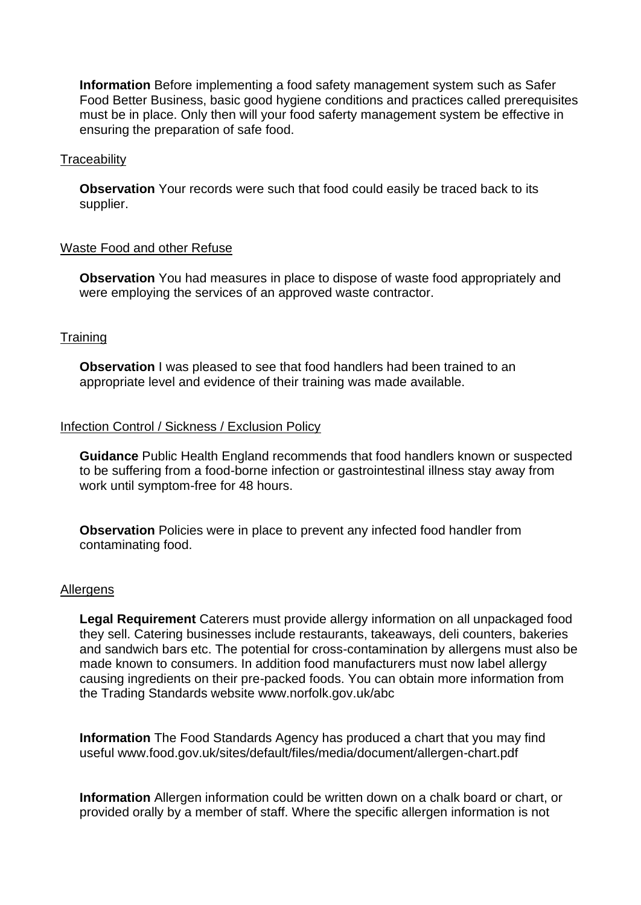**Information** Before implementing a food safety management system such as Safer Food Better Business, basic good hygiene conditions and practices called prerequisites must be in place. Only then will your food saferty management system be effective in ensuring the preparation of safe food.

Traceability

**Observation** Your records were such that food could easily be traced back to its supplier.

Waste Food and other Refuse

**Observation** You had measures in place to dispose of waste food appropriately and were employing the services of an approved waste contractor.

Training

**Observation** I was pleased to see that food handlers had been trained to an appropriate level and evidence of their training was made available.

Infection Control / Sickness / Exclusion Policy

**Guidance** Public Health England recommends that food handlers known or suspected to be suffering from a food-borne infection or gastrointestinal illness stay away from work until symptom-free for 48 hours.

**Observation** Policies were in place to prevent any infected food handler from contaminating food.

Allergens

**Legal Requirement** Caterers must provide allergy information on all unpackaged food they sell. Catering businesses include restaurants, takeaways, deli counters, bakeries and sandwich bars etc. The potential for cross-contamination by allergens must also be made known to consumers. In addition food manufacturers must now label allergy causing ingredients on their pre-packed foods. You can obtain more information from the Trading Standards website www.norfolk.gov.uk/abc

**Information** The Food Standards Agency has produced a chart that you may find useful www.food.gov.uk/sites/default/files/media/document/allergen-chart.pdf

**Information** Allergen information could be written down on a chalk board or chart, or provided orally by a member of staff. Where the specific allergen information is not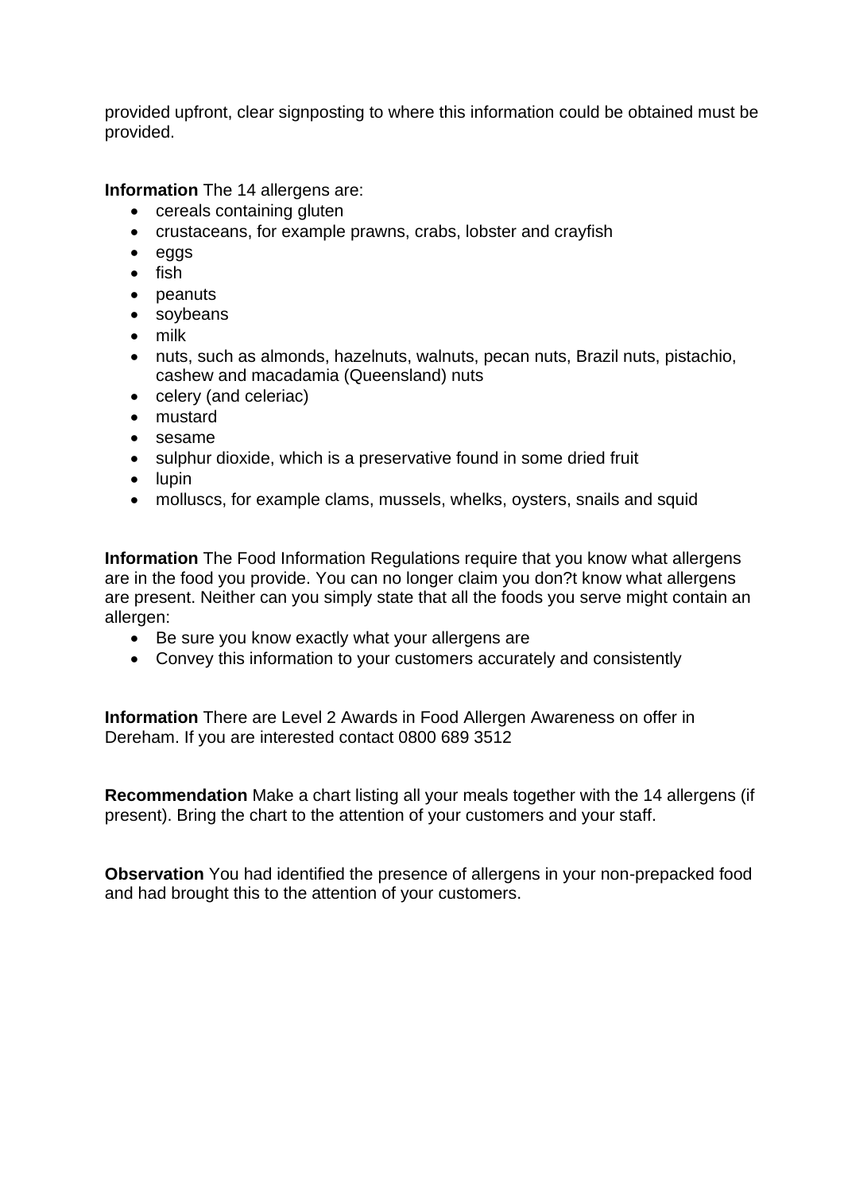provided upfront, clear signposting to where this information could be obtained must be provided.

**Information** The 14 allergens are:

- cereals containing gluten
- crustaceans, for example prawns, crabs, lobster and crayfish
- eggs
- fish
- peanuts
- soybeans
- milk
- nuts, such as almonds, hazelnuts, walnuts, pecan nuts, Brazil nuts, pistachio, cashew and macadamia (Queensland) nuts
- celery (and celeriac)
- mustard
- sesame
- sulphur dioxide, which is a preservative found in some dried fruit
- lupin
- molluscs, for example clams, mussels, whelks, oysters, snails and squid

**Information** The Food Information Regulations require that you know what allergens are in the food you provide. You can no longer claim you don?t know what allergens are present. Neither can you simply state that all the foods you serve might contain an allergen:

- Be sure you know exactly what your allergens are
- Convey this information to your customers accurately and consistently

**Information** There are Level 2 Awards in Food Allergen Awareness on offer in Dereham. If you are interested contact 0800 689 3512

**Recommendation** Make a chart listing all your meals together with the 14 allergens (if present). Bring the chart to the attention of your customers and your staff.

**Observation** You had identified the presence of allergens in your non-prepacked food and had brought this to the attention of your customers.